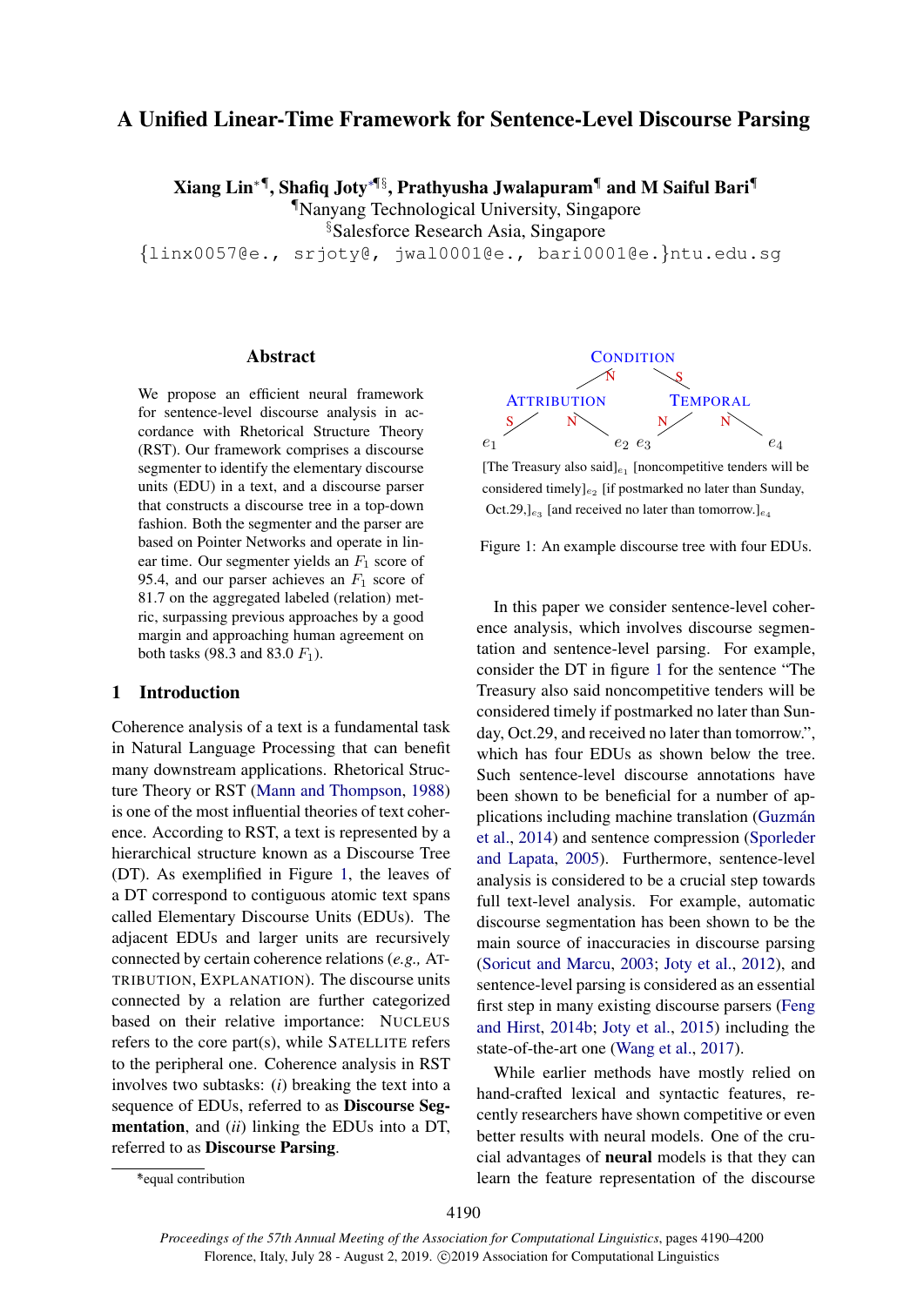# A Unified Linear-Time Framework for Sentence-Level Discourse Parsing

**Xiang Lin**[*¶], **Shafiq Joty**[*¶§], **Prathyusha Jwalapuram**[¶] **and M Saiful Bari**[¶]

[¶]Nanyang Technological University, Singapore

[§]Salesforce Research Asia, Singapore

{linx0057@e., srjoty@, jwal0001@e., bari0001@e.}ntu.edu.sg

## Abstract

We propose an efficient neural framework for sentence-level discourse analysis in accordance with Rhetorical Structure Theory (RST). Our framework comprises a discourse segmenter to identify the elementary discourse units (EDU) in a text, and a discourse parser that constructs a discourse tree in a top-down fashion. Both the segmenter and the parser are based on Pointer Networks and operate in linear time. Our segmenter yields an $F_1$ score of 95.4, and our parser achieves an $F_1$ score of 81.7 on the aggregated labeled (relation) metric, surpassing previous approaches by a good margin and approaching human agreement on both tasks (98.3 and 83.0 $F_1$).

## 1 Introduction

Coherence analysis of a text is a fundamental task in Natural Language Processing that can benefit many downstream applications. Rhetorical Structure Theory or RST (Mann and Thompson, 1988) is one of the most influential theories of text coherence. According to RST, a text is represented by a hierarchical structure known as a Discourse Tree (DT). As exemplified in Figure 1, the leaves of a DT correspond to contiguous atomic text spans called Elementary Discourse Units (EDUs). The adjacent EDUs and larger units are recursively connected by certain coherence relations (*e.g.,* ATTRIBUTION, EXPLANATION). The discourse units connected by a relation are further categorized based on their relative importance: NUCLEUS refers to the core part(s), while SATELLITE refers to the peripheral one. Coherence analysis in RST involves two subtasks: (*i*) breaking the text into a sequence of EDUs, referred to as **Discourse Segmentation**, and (*ii*) linking the EDUs into a DT, referred to as **Discourse Parsing**.

```
                 CONDITION
              N /         \ S
     ATTRIBUTION           TEMPORAL
      S /    \ N           N /    \ N
    e1        e2         e3        e4
```

[The Treasury also said]$_{e_1}$ [noncompetitive tenders will be considered timely]$_{e_2}$ [if postmarked no later than Sunday, Oct.29,]$_{e_3}$ [and received no later than tomorrow.]$_{e_4}$

Figure 1: An example discourse tree with four EDUs.

In this paper we consider sentence-level coherence analysis, which involves discourse segmentation and sentence-level parsing. For example, consider the DT in figure 1 for the sentence "The Treasury also said noncompetitive tenders will be considered timely if postmarked no later than Sunday, Oct.29, and received no later than tomorrow.", which has four EDUs as shown below the tree. Such sentence-level discourse annotations have been shown to be beneficial for a number of applications including machine translation (Guzmán et al., 2014) and sentence compression (Sporleder and Lapata, 2005). Furthermore, sentence-level analysis is considered to be a crucial step towards full text-level analysis. For example, automatic discourse segmentation has been shown to be the main source of inaccuracies in discourse parsing (Soricut and Marcu, 2003; Joty et al., 2012), and sentence-level parsing is considered as an essential first step in many existing discourse parsers (Feng and Hirst, 2014b; Joty et al., 2015) including the state-of-the-art one (Wang et al., 2017).

While earlier methods have mostly relied on hand-crafted lexical and syntactic features, recently researchers have shown competitive or even better results with neural models. One of the crucial advantages of **neural** models is that they can learn the feature representation of the discourse

*equal contribution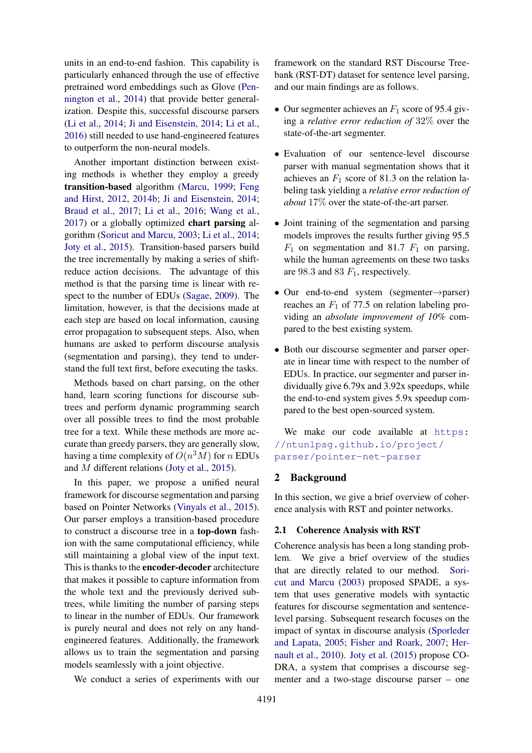units in an end-to-end fashion. This capability is particularly enhanced through the use of effective pretrained word embeddings such as Glove (Pennington et al., 2014) that provide better generalization. Despite this, successful discourse parsers (Li et al., 2014; Ji and Eisenstein, 2014; Li et al., 2016) still needed to use hand-engineered features to outperform the non-neural models.

Another important distinction between existing methods is whether they employ a greedy **transition-based** algorithm (Marcu, 1999; Feng and Hirst, 2012, 2014b; Ji and Eisenstein, 2014; Braud et al., 2017; Li et al., 2016; Wang et al., 2017) or a globally optimized **chart parsing** algorithm (Soricut and Marcu, 2003; Li et al., 2014; Joty et al., 2015). Transition-based parsers build the tree incrementally by making a series of shift-reduce action decisions. The advantage of this method is that the parsing time is linear with respect to the number of EDUs (Sagae, 2009). The limitation, however, is that the decisions made at each step are based on local information, causing error propagation to subsequent steps. Also, when humans are asked to perform discourse analysis (segmentation and parsing), they tend to understand the full text first, before executing the tasks.

Methods based on chart parsing, on the other hand, learn scoring functions for discourse subtrees and perform dynamic programming search over all possible trees to find the most probable tree for a text. While these methods are more accurate than greedy parsers, they are generally slow, having a time complexity of $O(n^3 M)$ for $n$ EDUs and $M$ different relations (Joty et al., 2015).

In this paper, we propose a unified neural framework for discourse segmentation and parsing based on Pointer Networks (Vinyals et al., 2015). Our parser employs a transition-based procedure to construct a discourse tree in a **top-down** fashion with the same computational efficiency, while still maintaining a global view of the input text. This is thanks to the **encoder-decoder** architecture that makes it possible to capture information from the whole text and the previously derived subtrees, while limiting the number of parsing steps to linear in the number of EDUs. Our framework is purely neural and does not rely on any hand-engineered features. Additionally, the framework allows us to train the segmentation and parsing models seamlessly with a joint objective.

We conduct a series of experiments with our framework on the standard RST Discourse Treebank (RST-DT) dataset for sentence level parsing, and our main findings are as follows.

- Our segmenter achieves an $F_1$ score of 95.4 giving a *relative error reduction of* 32% over the state-of-the-art segmenter.
- Evaluation of our sentence-level discourse parser with manual segmentation shows that it achieves an $F_1$ score of 81.3 on the relation labeling task yielding a *relative error reduction of about* 17% over the state-of-the-art parser.
- Joint training of the segmentation and parsing models improves the results further giving 95.5 $F_1$ on segmentation and 81.7 $F_1$ on parsing, while the human agreements on these two tasks are 98.3 and 83 $F_1$, respectively.
- Our end-to-end system (segmenter→parser) reaches an $F_1$ of 77.5 on relation labeling providing an *absolute improvement of 10%* compared to the best existing system.
- Both our discourse segmenter and parser operate in linear time with respect to the number of EDUs. In practice, our segmenter and parser individually give 6.79x and 3.92x speedups, while the end-to-end system gives 5.9x speedup compared to the best open-sourced system.

We make our code available at https://ntunlpsg.github.io/project/parser/pointer-net-parser

## 2 Background

In this section, we give a brief overview of coherence analysis with RST and pointer networks.

### 2.1 Coherence Analysis with RST

Coherence analysis has been a long standing problem. We give a brief overview of the studies that are directly related to our method. Soricut and Marcu (2003) proposed SPADE, a system that uses generative models with syntactic features for discourse segmentation and sentence-level parsing. Subsequent research focuses on the impact of syntax in discourse analysis (Sporleder and Lapata, 2005; Fisher and Roark, 2007; Hernault et al., 2010). Joty et al. (2015) propose CODRA, a system that comprises a discourse segmenter and a two-stage discourse parser – one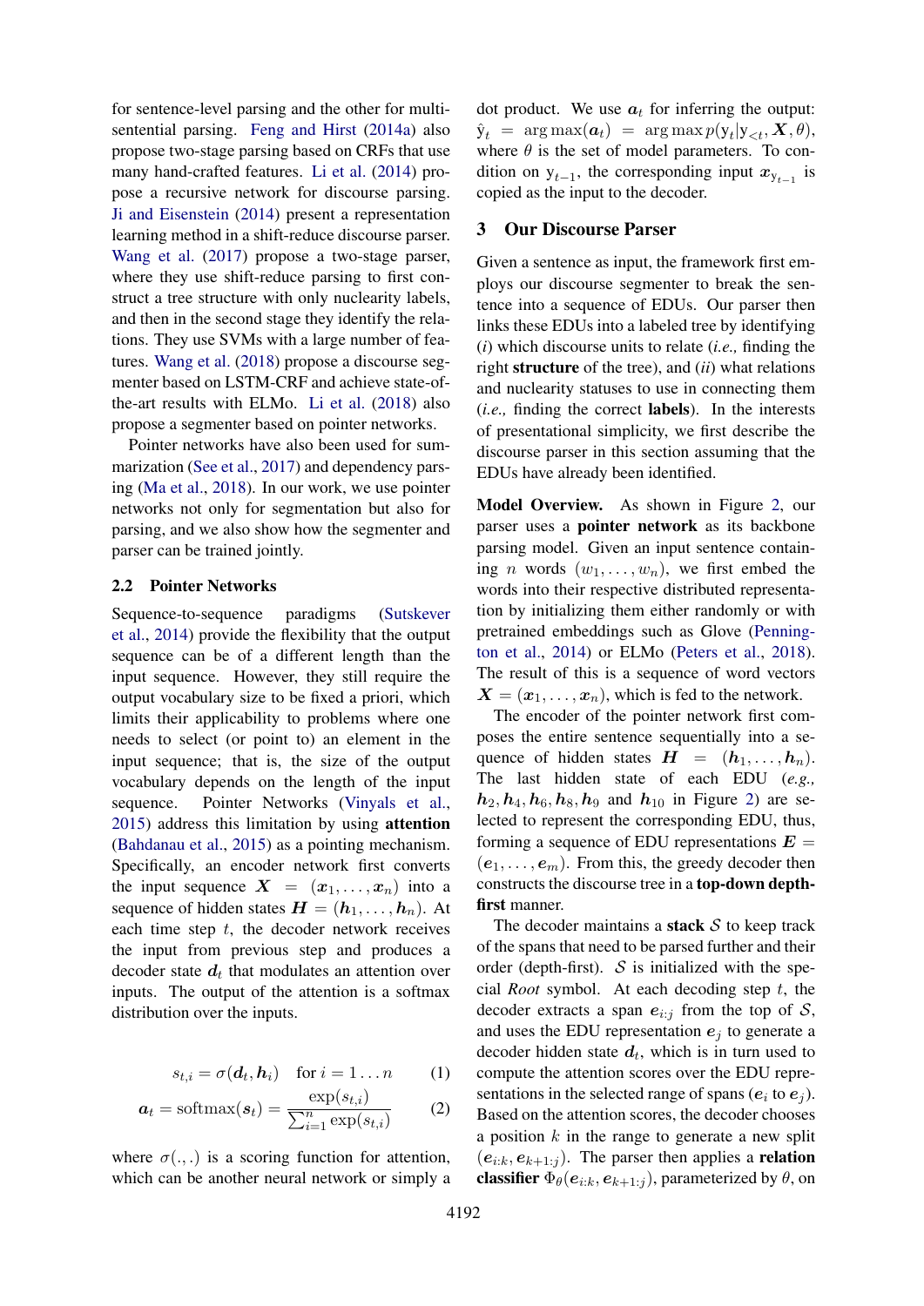for sentence-level parsing and the other for multi-sentential parsing. Feng and Hirst (2014a) also propose two-stage parsing based on CRFs that use many hand-crafted features. Li et al. (2014) propose a recursive network for discourse parsing. Ji and Eisenstein (2014) present a representation learning method in a shift-reduce discourse parser. Wang et al. (2017) propose a two-stage parser, where they use shift-reduce parsing to first construct a tree structure with only nuclearity labels, and then in the second stage they identify the relations. They use SVMs with a large number of features. Wang et al. (2018) propose a discourse segmenter based on LSTM-CRF and achieve state-of-the-art results with ELMo. Li et al. (2018) also propose a segmenter based on pointer networks.

Pointer networks have also been used for summarization (See et al., 2017) and dependency parsing (Ma et al., 2018). In our work, we use pointer networks not only for segmentation but also for parsing, and we also show how the segmenter and parser can be trained jointly.

### 2.2 Pointer Networks

Sequence-to-sequence paradigms (Sutskever et al., 2014) provide the flexibility that the output sequence can be of a different length than the input sequence. However, they still require the output vocabulary size to be fixed a priori, which limits their applicability to problems where one needs to select (or point to) an element in the input sequence; that is, the size of the output vocabulary depends on the length of the input sequence. Pointer Networks (Vinyals et al., 2015) address this limitation by using **attention** (Bahdanau et al., 2015) as a pointing mechanism. Specifically, an encoder network first converts the input sequence $\boldsymbol{X} = (\boldsymbol{x}_1, \ldots, \boldsymbol{x}_n)$ into a sequence of hidden states $\boldsymbol{H} = (\boldsymbol{h}_1, \ldots, \boldsymbol{h}_n)$. At each time step $t$, the decoder network receives the input from previous step and produces a decoder state $\boldsymbol{d}_t$ that modulates an attention over inputs. The output of the attention is a softmax distribution over the inputs.

$$s_{t,i} = \sigma(\boldsymbol{d}_t, \boldsymbol{h}_i) \quad \text{for } i = 1 \ldots n \tag{1}$$

$$\boldsymbol{a}_t = \text{softmax}(\boldsymbol{s}_t) = \frac{\exp(s_{t,i})}{\sum_{i=1}^{n} \exp(s_{t,i})} \tag{2}$$

where $\sigma(.,.)$ is a scoring function for attention, which can be another neural network or simply a dot product. We use $\boldsymbol{a}_t$ for inferring the output: $\hat{y}_t = \arg\max(\boldsymbol{a}_t) = \arg\max p(y_t | y_{<t}, \boldsymbol{X}, \theta)$, where $\theta$ is the set of model parameters. To condition on $y_{t-1}$, the corresponding input $\boldsymbol{x}_{y_{t-1}}$ is copied as the input to the decoder.

## 3 Our Discourse Parser

Given a sentence as input, the framework first employs our discourse segmenter to break the sentence into a sequence of EDUs. Our parser then links these EDUs into a labeled tree by identifying (*i*) which discourse units to relate (*i.e.,* finding the right **structure** of the tree), and (*ii*) what relations and nuclearity statuses to use in connecting them (*i.e.,* finding the correct **labels**). In the interests of presentational simplicity, we first describe the discourse parser in this section assuming that the EDUs have already been identified.

**Model Overview.** As shown in Figure 2, our parser uses a **pointer network** as its backbone parsing model. Given an input sentence containing $n$ words $(w_1, \ldots, w_n)$, we first embed the words into their respective distributed representation by initializing them either randomly or with pretrained embeddings such as Glove (Pennington et al., 2014) or ELMo (Peters et al., 2018). The result of this is a sequence of word vectors $\boldsymbol{X} = (\boldsymbol{x}_1, \ldots, \boldsymbol{x}_n)$, which is fed to the network.

The encoder of the pointer network first composes the entire sentence sequentially into a sequence of hidden states $\boldsymbol{H} = (\boldsymbol{h}_1, \ldots, \boldsymbol{h}_n)$. The last hidden state of each EDU (*e.g.,* $\boldsymbol{h}_2, \boldsymbol{h}_4, \boldsymbol{h}_6, \boldsymbol{h}_8, \boldsymbol{h}_9$ and $\boldsymbol{h}_{10}$ in Figure 2) are selected to represent the corresponding EDU, thus, forming a sequence of EDU representations $\boldsymbol{E} = (\boldsymbol{e}_1, \ldots, \boldsymbol{e}_m)$. From this, the greedy decoder then constructs the discourse tree in a **top-down depth-first** manner.

The decoder maintains a **stack** $\mathcal{S}$ to keep track of the spans that need to be parsed further and their order (depth-first). $\mathcal{S}$ is initialized with the special *Root* symbol. At each decoding step $t$, the decoder extracts a span $\boldsymbol{e}_{i:j}$ from the top of $\mathcal{S}$, and uses the EDU representation $\boldsymbol{e}_j$ to generate a decoder hidden state $\boldsymbol{d}_t$, which is in turn used to compute the attention scores over the EDU representations in the selected range of spans ($\boldsymbol{e}_i$ to $\boldsymbol{e}_j$). Based on the attention scores, the decoder chooses a position $k$ in the range to generate a new split $(\boldsymbol{e}_{i:k}, \boldsymbol{e}_{k+1:j})$. The parser then applies a **relation classifier** $\Phi_\theta(\boldsymbol{e}_{i:k}, \boldsymbol{e}_{k+1:j})$, parameterized by $\theta$, on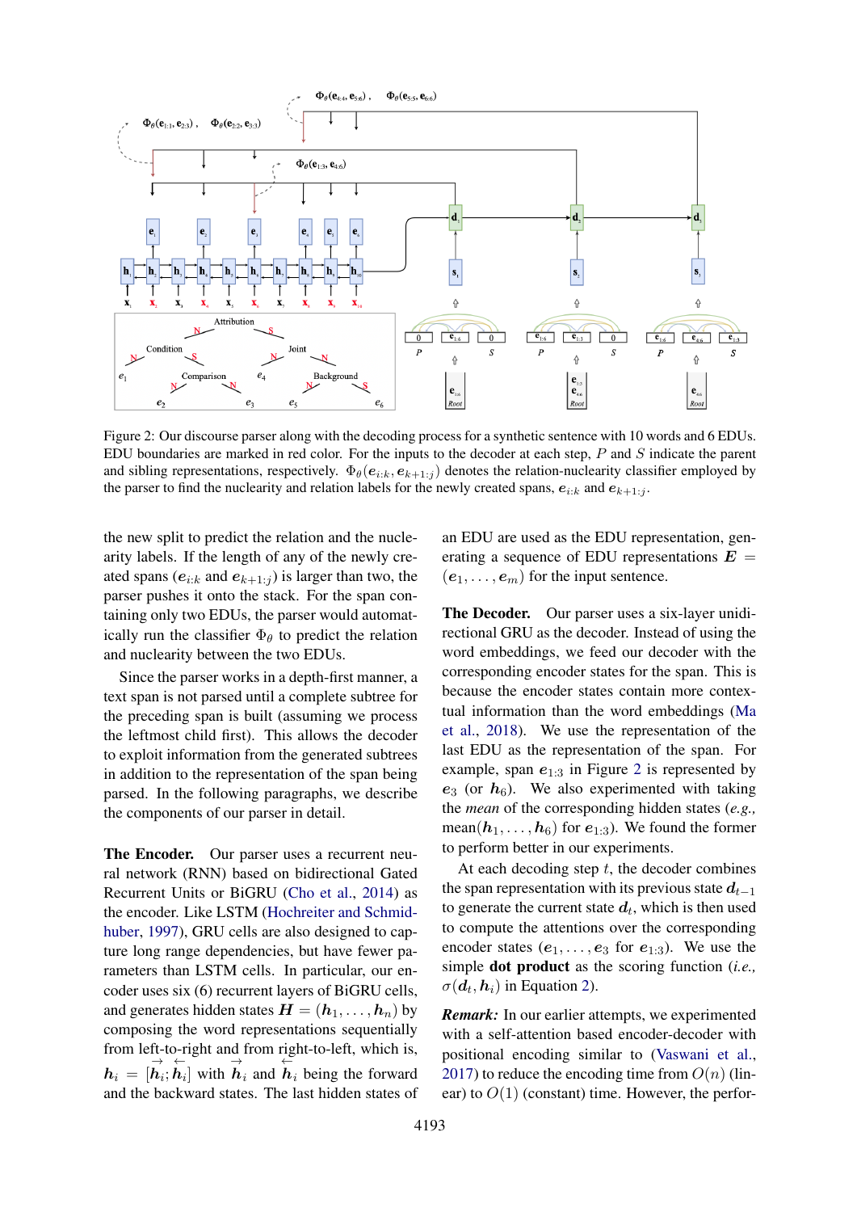Figure 2: Our discourse parser along with the decoding process for a synthetic sentence with 10 words and 6 EDUs. EDU boundaries are marked in red color. For the inputs to the decoder at each step, $P$ and $S$ indicate the parent and sibling representations, respectively. $\Phi_\theta(\mathbf{e}_{i:k}, \mathbf{e}_{k+1:j})$ denotes the relation-nuclearity classifier employed by the parser to find the nuclearity and relation labels for the newly created spans, $\mathbf{e}_{i:k}$ and $\mathbf{e}_{k+1:j}$.

the new split to predict the relation and the nuclearity labels. If the length of any of the newly created spans ($\mathbf{e}_{i:k}$ and $\mathbf{e}_{k+1:j}$) is larger than two, the parser pushes it onto the stack. For the span containing only two EDUs, the parser would automatically run the classifier $\Phi_\theta$ to predict the relation and nuclearity between the two EDUs.

Since the parser works in a depth-first manner, a text span is not parsed until a complete subtree for the preceding span is built (assuming we process the leftmost child first). This allows the decoder to exploit information from the generated subtrees in addition to the representation of the span being parsed. In the following paragraphs, we describe the components of our parser in detail.

**The Encoder.** Our parser uses a recurrent neural network (RNN) based on bidirectional Gated Recurrent Units or BiGRU (Cho et al., 2014) as the encoder. Like LSTM (Hochreiter and Schmidhuber, 1997), GRU cells are also designed to capture long range dependencies, but have fewer parameters than LSTM cells. In particular, our encoder uses six (6) recurrent layers of BiGRU cells, and generates hidden states $\mathbf{H} = (\mathbf{h}_1, \ldots, \mathbf{h}_n)$ by composing the word representations sequentially from left-to-right and from right-to-left, which is, $\mathbf{h}_i = [\overrightarrow{\mathbf{h}}_i; \overleftarrow{\mathbf{h}}_i]$ with $\overrightarrow{\mathbf{h}}_i$ and $\overleftarrow{\mathbf{h}}_i$ being the forward and the backward states. The last hidden states of an EDU are used as the EDU representation, generating a sequence of EDU representations $\mathbf{E} = (\mathbf{e}_1, \ldots, \mathbf{e}_m)$ for the input sentence.

**The Decoder.** Our parser uses a six-layer unidirectional GRU as the decoder. Instead of using the word embeddings, we feed our decoder with the corresponding encoder states for the span. This is because the encoder states contain more contextual information than the word embeddings (Ma et al., 2018). We use the representation of the last EDU as the representation of the span. For example, span $\mathbf{e}_{1:3}$ in Figure 2 is represented by $\mathbf{e}_3$ (or $\mathbf{h}_6$). We also experimented with taking the *mean* of the corresponding hidden states (*e.g.,* mean$(\mathbf{h}_1, \ldots, \mathbf{h}_6)$ for $\mathbf{e}_{1:3}$). We found the former to perform better in our experiments.

At each decoding step $t$, the decoder combines the span representation with its previous state $\mathbf{d}_{t-1}$ to generate the current state $\mathbf{d}_t$, which is then used to compute the attentions over the corresponding encoder states ($\mathbf{e}_1, \ldots, \mathbf{e}_3$ for $\mathbf{e}_{1:3}$). We use the simple **dot product** as the scoring function (*i.e.,* $\sigma(\mathbf{d}_t, \mathbf{h}_i)$ in Equation 2).

***Remark:*** In our earlier attempts, we experimented with a self-attention based encoder-decoder with positional encoding similar to (Vaswani et al., 2017) to reduce the encoding time from $O(n)$ (linear) to $O(1)$ (constant) time. However, the perfor-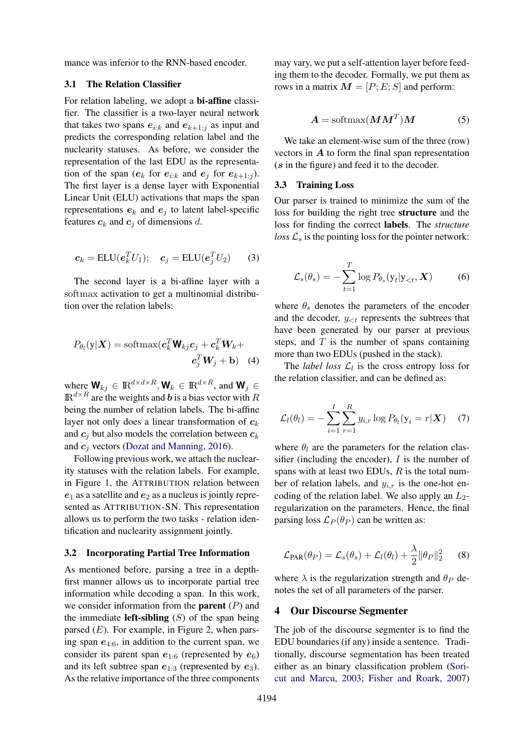mance was inferior to the RNN-based encoder.

### 3.1 The Relation Classifier

For relation labeling, we adopt a **bi-affine** classifier. The classifier is a two-layer neural network that takes two spans $\boldsymbol{e}_{i:k}$ and $\boldsymbol{e}_{k+1:j}$ as input and predicts the corresponding relation label and the nuclearity statuses. As before, we consider the representation of the last EDU as the representation of the span ($\boldsymbol{e}_k$ for $\boldsymbol{e}_{i:k}$ and $\boldsymbol{e}_j$ for $\boldsymbol{e}_{k+1:j}$). The first layer is a dense layer with Exponential Linear Unit (ELU) activations that maps the span representations $\boldsymbol{e}_k$ and $\boldsymbol{e}_j$ to latent label-specific features $\boldsymbol{c}_k$ and $\boldsymbol{c}_j$ of dimensions $d$.

$$\boldsymbol{c}_k = \text{ELU}(\boldsymbol{e}_k^T U_1); \quad \boldsymbol{c}_j = \text{ELU}(\boldsymbol{e}_j^T U_2) \tag{3}$$

The second layer is a bi-affine layer with a softmax activation to get a multinomial distribution over the relation labels:

$$P_{\theta_l}(\mathrm{y}|\boldsymbol{X}) = \text{softmax}(\boldsymbol{c}_k^T \mathbf{W}_{kj} \boldsymbol{c}_j + \boldsymbol{c}_k^T \boldsymbol{W}_k + \boldsymbol{c}_j^T \boldsymbol{W}_j + \mathrm{b}) \tag{4}$$

where $\mathbf{W}_{kj} \in \mathbb{R}^{d \times d \times R}$, $\mathbf{W}_k \in \mathbb{R}^{d \times R}$, and $\mathbf{W}_j \in \mathbb{R}^{d \times R}$ are the weights and $\boldsymbol{b}$ is a bias vector with $R$ being the number of relation labels. The bi-affine layer not only does a linear transformation of $\boldsymbol{c}_k$ and $\boldsymbol{c}_j$ but also models the correlation between $\boldsymbol{c}_k$ and $\boldsymbol{c}_j$ vectors (Dozat and Manning, 2016).

Following previous work, we attach the nuclearity statuses with the relation labels. For example, in Figure 1, the ATTRIBUTION relation between $\boldsymbol{e}_1$ as a satellite and $\boldsymbol{e}_2$ as a nucleus is jointly represented as ATTRIBUTION-SN. This representation allows us to perform the two tasks - relation identification and nuclearity assignment jointly.

### 3.2 Incorporating Partial Tree Information

As mentioned before, parsing a tree in a depth-first manner allows us to incorporate partial tree information while decoding a span. In this work, we consider information from the **parent** ($P$) and the immediate **left-sibling** ($S$) of the span being parsed ($E$). For example, in Figure 2, when parsing span $\boldsymbol{e}_{4:6}$, in addition to the current span, we consider its parent span $\boldsymbol{e}_{1:6}$ (represented by $\boldsymbol{e}_6$) and its left subtree span $\boldsymbol{e}_{1:3}$ (represented by $\boldsymbol{e}_3$). As the relative importance of the three components may vary, we put a self-attention layer before feeding them to the decoder. Formally, we put them as rows in a matrix $\boldsymbol{M} = [P; E; S]$ and perform:

$$\boldsymbol{A} = \text{softmax}(\boldsymbol{M}\boldsymbol{M}^T)\boldsymbol{M} \tag{5}$$

We take an element-wise sum of the three (row) vectors in $\boldsymbol{A}$ to form the final span representation ($\boldsymbol{s}$ in the figure) and feed it to the decoder.

### 3.3 Training Loss

Our parser is trained to minimize the sum of the loss for building the right tree **structure** and the loss for finding the correct **labels**. The *structure loss* $\mathcal{L}_s$ is the pointing loss for the pointer network:

$$\mathcal{L}_s(\theta_s) = -\sum_{t=1}^{T} \log P_{\theta_s}(\mathrm{y}_t|\mathrm{y}_{<t}, \boldsymbol{X}) \tag{6}$$

where $\theta_s$ denotes the parameters of the encoder and the decoder, $y_{<t}$ represents the subtrees that have been generated by our parser at previous steps, and $T$ is the number of spans containing more than two EDUs (pushed in the stack).

The *label loss* $\mathcal{L}_l$ is the cross entropy loss for the relation classifier, and can be defined as:

$$\mathcal{L}_l(\theta_l) = -\sum_{i=1}^{I}\sum_{r=1}^{R} y_{i,r} \log P_{\theta_l}(\mathrm{y}_i = r|\boldsymbol{X}) \tag{7}$$

where $\theta_l$ are the parameters for the relation classifier (including the encoder), $I$ is the number of spans with at least two EDUs, $R$ is the total number of relation labels, and $y_{i,r}$ is the one-hot encoding of the relation label. We also apply an $L_2$-regularization on the parameters. Hence, the final parsing loss $\mathcal{L}_P(\theta_P)$ can be written as:

$$\mathcal{L}_{\text{PAR}}(\theta_P) = \mathcal{L}_s(\theta_s) + \mathcal{L}_l(\theta_l) + \frac{\lambda}{2}\|\theta_P\|_2^2 \tag{8}$$

where $\lambda$ is the regularization strength and $\theta_P$ denotes the set of all parameters of the parser.

## 4 Our Discourse Segmenter

The job of the discourse segmenter is to find the EDU boundaries (if any) inside a sentence. Traditionally, discourse segmentation has been treated either as an binary classification problem (Soricut and Marcu, 2003; Fisher and Roark, 2007)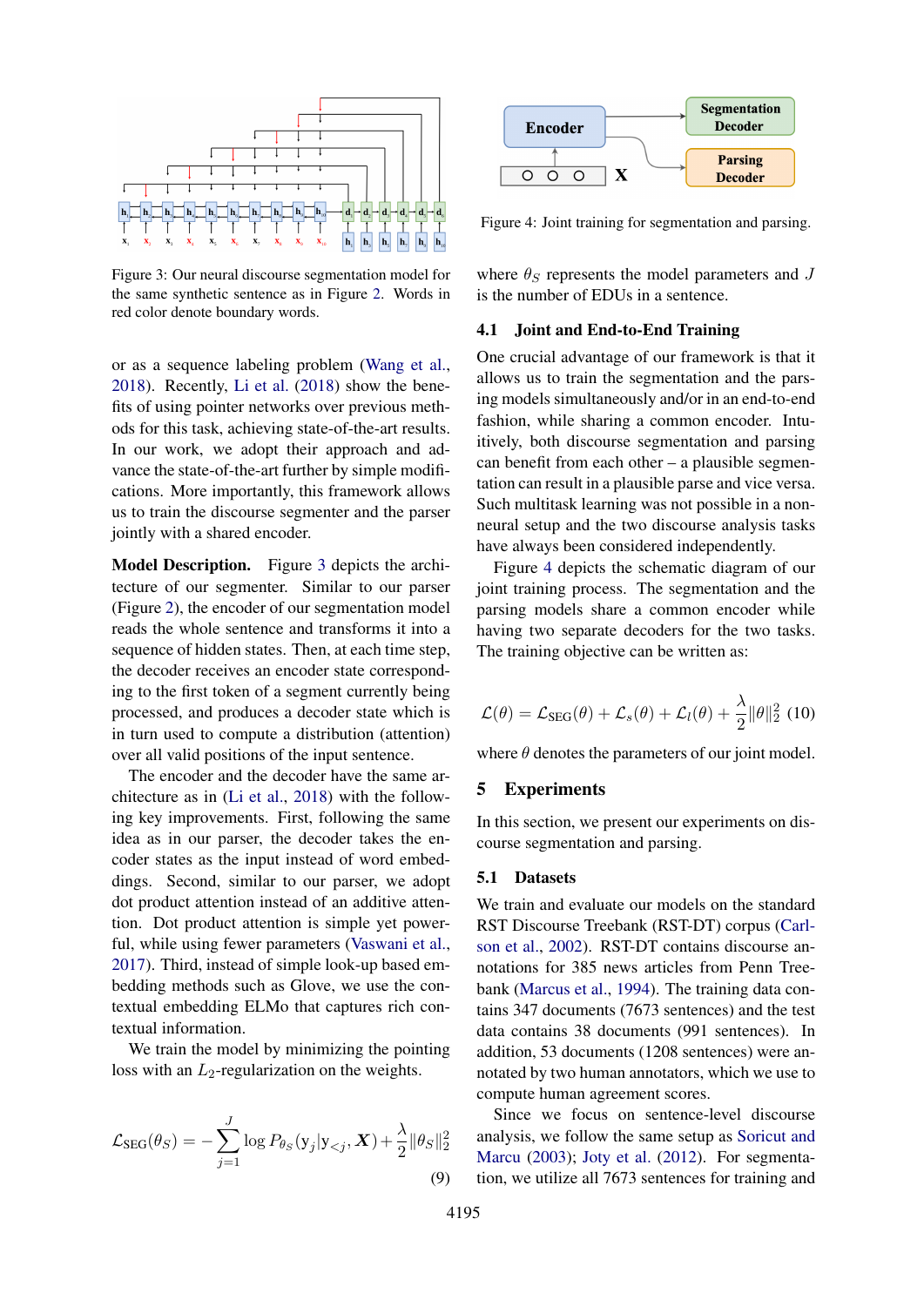Figure 3: Our neural discourse segmentation model for the same synthetic sentence as in Figure 2. Words in red color denote boundary words.

or as a sequence labeling problem (Wang et al., 2018). Recently, Li et al. (2018) show the benefits of using pointer networks over previous methods for this task, achieving state-of-the-art results. In our work, we adopt their approach and advance the state-of-the-art further by simple modifications. More importantly, this framework allows us to train the discourse segmenter and the parser jointly with a shared encoder.

**Model Description.** Figure 3 depicts the architecture of our segmenter. Similar to our parser (Figure 2), the encoder of our segmentation model reads the whole sentence and transforms it into a sequence of hidden states. Then, at each time step, the decoder receives an encoder state corresponding to the first token of a segment currently being processed, and produces a decoder state which is in turn used to compute a distribution (attention) over all valid positions of the input sentence.

The encoder and the decoder have the same architecture as in (Li et al., 2018) with the following key improvements. First, following the same idea as in our parser, the decoder takes the encoder states as the input instead of word embeddings. Second, similar to our parser, we adopt dot product attention instead of an additive attention. Dot product attention is simple yet powerful, while using fewer parameters (Vaswani et al., 2017). Third, instead of simple look-up based embedding methods such as Glove, we use the contextual embedding ELMo that captures rich contextual information.

We train the model by minimizing the pointing loss with an $L_2$-regularization on the weights.

$$\mathcal{L}_{\text{SEG}}(\theta_S) = -\sum_{j=1}^{J} \log P_{\theta_S}(\mathrm{y}_j|\mathrm{y}_{<j}, \boldsymbol{X}) + \frac{\lambda}{2}\|\theta_S\|_2^2 \quad (9)$$

where $\theta_S$ represents the model parameters and $J$ is the number of EDUs in a sentence.

Figure 4: Joint training for segmentation and parsing.

### 4.1 Joint and End-to-End Training

One crucial advantage of our framework is that it allows us to train the segmentation and the parsing models simultaneously and/or in an end-to-end fashion, while sharing a common encoder. Intuitively, both discourse segmentation and parsing can benefit from each other – a plausible segmentation can result in a plausible parse and vice versa. Such multitask learning was not possible in a non-neural setup and the two discourse analysis tasks have always been considered independently.

Figure 4 depicts the schematic diagram of our joint training process. The segmentation and the parsing models share a common encoder while having two separate decoders for the two tasks. The training objective can be written as:

$$\mathcal{L}(\theta) = \mathcal{L}_{\text{SEG}}(\theta) + \mathcal{L}_s(\theta) + \mathcal{L}_l(\theta) + \frac{\lambda}{2}\|\theta\|_2^2 \quad (10)$$

where $\theta$ denotes the parameters of our joint model.

## 5 Experiments

In this section, we present our experiments on discourse segmentation and parsing.

### 5.1 Datasets

We train and evaluate our models on the standard RST Discourse Treebank (RST-DT) corpus (Carlson et al., 2002). RST-DT contains discourse annotations for 385 news articles from Penn Treebank (Marcus et al., 1994). The training data contains 347 documents (7673 sentences) and the test data contains 38 documents (991 sentences). In addition, 53 documents (1208 sentences) were annotated by two human annotators, which we use to compute human agreement scores.

Since we focus on sentence-level discourse analysis, we follow the same setup as Soricut and Marcu (2003); Joty et al. (2012). For segmentation, we utilize all 7673 sentences for training and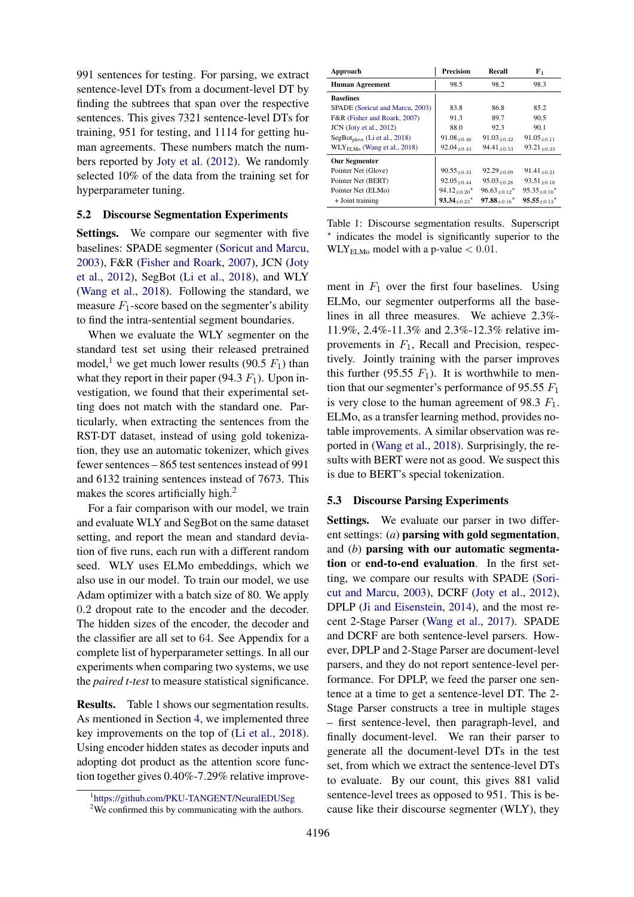991 sentences for testing. For parsing, we extract sentence-level DTs from a document-level DT by finding the subtrees that span over the respective sentences. This gives 7321 sentence-level DTs for training, 951 for testing, and 1114 for getting human agreements. These numbers match the numbers reported by Joty et al. (2012). We randomly selected 10% of the data from the training set for hyperparameter tuning.

## 5.2 Discourse Segmentation Experiments

**Settings.** We compare our segmenter with five baselines: SPADE segmenter (Soricut and Marcu, 2003), F&R (Fisher and Roark, 2007), JCN (Joty et al., 2012), SegBot (Li et al., 2018), and WLY (Wang et al., 2018). Following the standard, we measure $F_1$-score based on the segmenter's ability to find the intra-sentential segment boundaries.

When we evaluate the WLY segmenter on the standard test set using their released pretrained model,[1] we get much lower results (90.5 $F_1$) than what they report in their paper (94.3 $F_1$). Upon investigation, we found that their experimental setting does not match with the standard one. Particularly, when extracting the sentences from the RST-DT dataset, instead of using gold tokenization, they use an automatic tokenizer, which gives fewer sentences – 865 test sentences instead of 991 and 6132 training sentences instead of 7673. This makes the scores artificially high.[2]

For a fair comparison with our model, we train and evaluate WLY and SegBot on the same dataset setting, and report the mean and standard deviation of five runs, each run with a different random seed. WLY uses ELMo embeddings, which we also use in our model. To train our model, we use Adam optimizer with a batch size of 80. We apply 0.2 dropout rate to the encoder and the decoder. The hidden sizes of the encoder, the decoder and the classifier are all set to 64. See Appendix for a complete list of hyperparameter settings. In all our experiments when comparing two systems, we use the *paired t-test* to measure statistical significance.

**Results.** Table 1 shows our segmentation results. As mentioned in Section 4, we implemented three key improvements on the top of (Li et al., 2018). Using encoder hidden states as decoder inputs and adopting dot product as the attention score function together gives 0.40%-7.29% relative improvement in $F_1$ over the first four baselines. Using ELMo, our segmenter outperforms all the baselines in all three measures. We achieve 2.3%-11.9%, 2.4%-11.3% and 2.3%-12.3% relative improvements in $F_1$, Recall and Precision, respectively. Jointly training with the parser improves this further (95.55 $F_1$). It is worthwhile to mention that our segmenter's performance of 95.55 $F_1$ is very close to the human agreement of 98.3 $F_1$. ELMo, as a transfer learning method, provides notable improvements. A similar observation was reported in (Wang et al., 2018). Surprisingly, the results with BERT were not as good. We suspect this is due to BERT's special tokenization.

| Approach | Precision | Recall | $F_1$ |
|---|---|---|---|
| **Human Agreement** | 98.5 | 98.2 | 98.3 |
| **Baselines** | | | |
| SPADE (Soricut and Marcu, 2003) | 83.8 | 86.8 | 85.2 |
| F&R (Fisher and Roark, 2007) | 91.3 | 89.7 | 90.5 |
| JCN (Joty et al., 2012) | 88.0 | 92.3 | 90.1 |
| $\text{SegBot}_{\text{glove}}$ (Li et al., 2018) | $91.08_{\pm 0.46}$ | $91.03_{\pm 0.42}$ | $91.05_{\pm 0.11}$ |
| $\text{WLY}_{\text{ELMo}}$ (Wang et al., 2018) | $92.04_{\pm 0.43}$ | $94.41_{\pm 0.53}$ | $93.21_{\pm 0.33}$ |
| **Our Segmenter** | | | |
| Pointer Net (Glove) | $90.55_{\pm 0.33}$ | $92.29_{\pm 0.09}$ | $91.41_{\pm 0.21}$ |
| Pointer Net (BERT) | $92.05_{\pm 0.44}$ | $95.03_{\pm 0.28}$ | $93.51_{\pm 0.16}$ |
| Pointer Net (ELMo) | $94.12_{\pm 0.20}^{\star}$ | $96.63_{\pm 0.12}^{\star}$ | $95.35_{\pm 0.10}^{\star}$ |
| + Joint training | $\mathbf{93.34}_{\pm 0.23}^{\star}$ | $\mathbf{97.88}_{\pm 0.16}^{\star}$ | $\mathbf{95.55}_{\pm 0.13}^{\star}$ |

Table 1: Discourse segmentation results. Superscript $^{\star}$ indicates the model is significantly superior to the $\text{WLY}_{\text{ELMo}}$ model with a p-value $< 0.01$.

## 5.3 Discourse Parsing Experiments

**Settings.** We evaluate our parser in two different settings: *(a)* **parsing with gold segmentation**, and *(b)* **parsing with our automatic segmentation** or **end-to-end evaluation**. In the first setting, we compare our results with SPADE (Soricut and Marcu, 2003), DCRF (Joty et al., 2012), DPLP (Ji and Eisenstein, 2014), and the most recent 2-Stage Parser (Wang et al., 2017). SPADE and DCRF are both sentence-level parsers. However, DPLP and 2-Stage Parser are document-level parsers, and they do not report sentence-level performance. For DPLP, we feed the parser one sentence at a time to get a sentence-level DT. The 2-Stage Parser constructs a tree in multiple stages – first sentence-level, then paragraph-level, and finally document-level. We ran their parser to generate all the document-level DTs in the test set, from which we extract the sentence-level DTs to evaluate. By our count, this gives 881 valid sentence-level trees as opposed to 951. This is because like their discourse segmenter (WLY), they

[1] https://github.com/PKU-TANGENT/NeuralEDUSeg

[2] We confirmed this by communicating with the authors.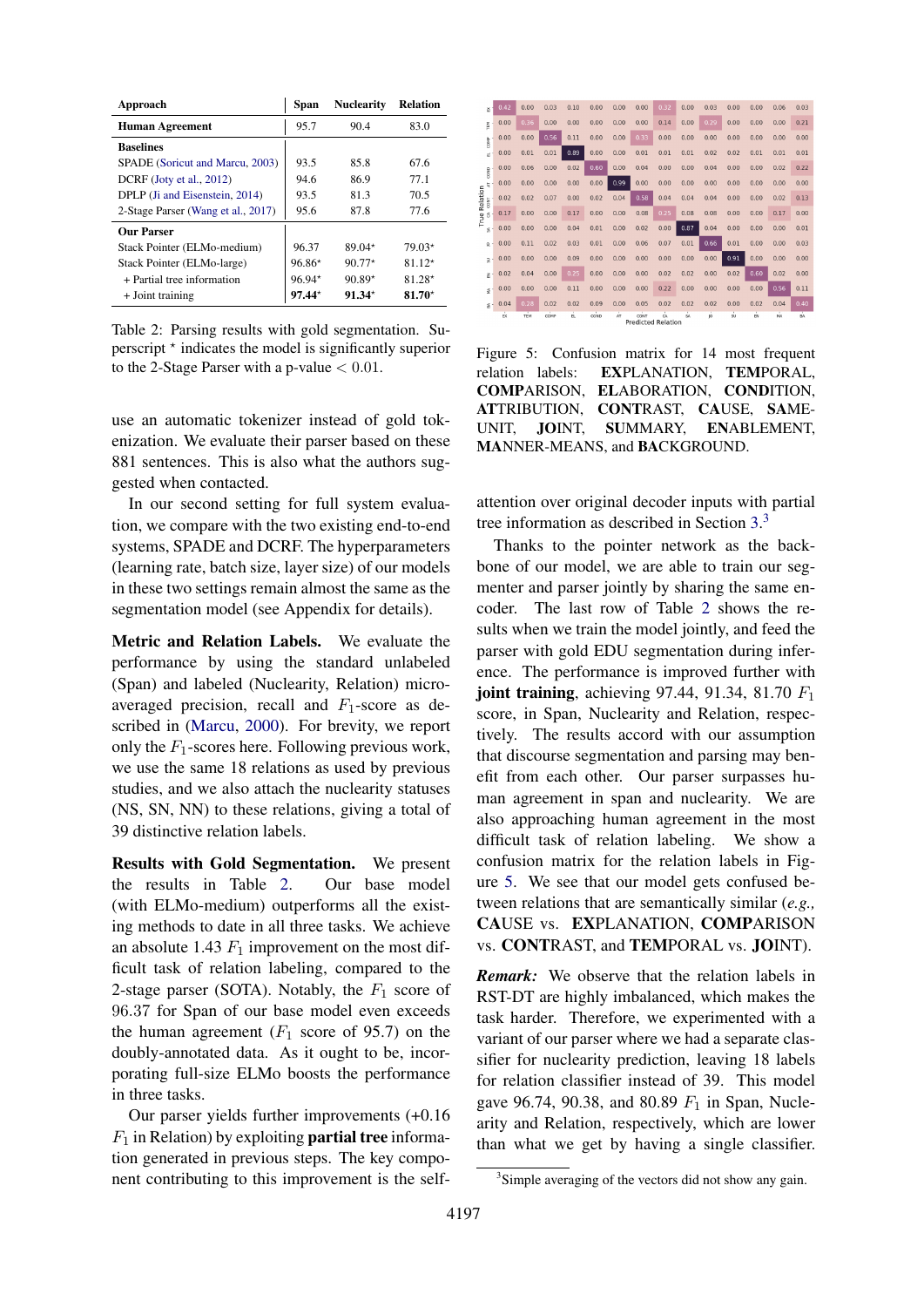| Approach | Span | Nuclearity | Relation |
|---|---|---|---|
| **Human Agreement** | 95.7 | 90.4 | 83.0 |
| **Baselines** | | | |
| SPADE (Soricut and Marcu, 2003) | 93.5 | 85.8 | 67.6 |
| DCRF (Joty et al., 2012) | 94.6 | 86.9 | 77.1 |
| DPLP (Ji and Eisenstein, 2014) | 93.5 | 81.3 | 70.5 |
| 2-Stage Parser (Wang et al., 2017) | 95.6 | 87.8 | 77.6 |
| **Our Parser** | | | |
| Stack Pointer (ELMo-medium) | 96.37 | 89.04* | 79.03* |
| Stack Pointer (ELMo-large) | 96.86* | 90.77* | 81.12* |
| + Partial tree information | 96.94* | 90.89* | 81.28* |
| + Joint training | **97.44*** | **91.34*** | **81.70*** |

Table 2: Parsing results with gold segmentation. Superscript * indicates the model is significantly superior to the 2-Stage Parser with a p-value $< 0.01$.

use an automatic tokenizer instead of gold tokenization. We evaluate their parser based on these 881 sentences. This is also what the authors suggested when contacted.

In our second setting for full system evaluation, we compare with the two existing end-to-end systems, SPADE and DCRF. The hyperparameters (learning rate, batch size, layer size) of our models in these two settings remain almost the same as the segmentation model (see Appendix for details).

**Metric and Relation Labels.** We evaluate the performance by using the standard unlabeled (Span) and labeled (Nuclearity, Relation) micro-averaged precision, recall and $F_1$-score as described in (Marcu, 2000). For brevity, we report only the $F_1$-scores here. Following previous work, we use the same 18 relations as used by previous studies, and we also attach the nuclearity statuses (NS, SN, NN) to these relations, giving a total of 39 distinctive relation labels.

**Results with Gold Segmentation.** We present the results in Table 2. Our base model (with ELMo-medium) outperforms all the existing methods to date in all three tasks. We achieve an absolute 1.43 $F_1$ improvement on the most difficult task of relation labeling, compared to the 2-stage parser (SOTA). Notably, the $F_1$ score of 96.37 for Span of our base model even exceeds the human agreement ($F_1$ score of 95.7) on the doubly-annotated data. As it ought to be, incorporating full-size ELMo boosts the performance in three tasks.

Our parser yields further improvements (+0.16 $F_1$ in Relation) by exploiting **partial tree** information generated in previous steps. The key component contributing to this improvement is the self-

| | EX | TEM | COMP | EL | COND | AT | CONT | CA | SA | JO | SU | EN | MA | BA |
|---|---|---|---|---|---|---|---|---|---|---|---|---|---|---|
| EX | 0.42 | 0.00 | 0.03 | 0.10 | 0.00 | 0.00 | 0.00 | 0.32 | 0.00 | 0.03 | 0.00 | 0.00 | 0.06 | 0.03 |
| TEM | 0.00 | 0.36 | 0.00 | 0.00 | 0.00 | 0.00 | 0.00 | 0.14 | 0.00 | 0.29 | 0.00 | 0.00 | 0.00 | 0.21 |
| COMP | 0.00 | 0.00 | 0.56 | 0.11 | 0.00 | 0.00 | 0.33 | 0.00 | 0.00 | 0.00 | 0.00 | 0.00 | 0.00 | 0.00 |
| EL | 0.00 | 0.01 | 0.01 | 0.89 | 0.00 | 0.00 | 0.01 | 0.01 | 0.01 | 0.02 | 0.02 | 0.01 | 0.01 | 0.01 |
| COND | 0.00 | 0.06 | 0.00 | 0.02 | 0.60 | 0.00 | 0.04 | 0.00 | 0.00 | 0.04 | 0.00 | 0.00 | 0.02 | 0.22 |
| AT | 0.00 | 0.00 | 0.00 | 0.00 | 0.00 | 0.99 | 0.00 | 0.00 | 0.00 | 0.00 | 0.00 | 0.00 | 0.00 | 0.00 |
| CONT | 0.02 | 0.02 | 0.07 | 0.00 | 0.02 | 0.04 | 0.58 | 0.04 | 0.04 | 0.04 | 0.00 | 0.00 | 0.02 | 0.13 |
| CA | 0.17 | 0.00 | 0.00 | 0.17 | 0.00 | 0.00 | 0.08 | 0.25 | 0.08 | 0.08 | 0.00 | 0.00 | 0.17 | 0.00 |
| SA | 0.00 | 0.00 | 0.00 | 0.04 | 0.01 | 0.00 | 0.02 | 0.00 | 0.87 | 0.04 | 0.00 | 0.00 | 0.00 | 0.01 |
| JO | 0.00 | 0.11 | 0.02 | 0.03 | 0.01 | 0.00 | 0.06 | 0.07 | 0.01 | 0.66 | 0.01 | 0.00 | 0.00 | 0.03 |
| SU | 0.00 | 0.00 | 0.00 | 0.09 | 0.00 | 0.00 | 0.00 | 0.00 | 0.00 | 0.00 | 0.91 | 0.00 | 0.00 | 0.00 |
| EN | 0.02 | 0.04 | 0.00 | 0.25 | 0.00 | 0.00 | 0.00 | 0.02 | 0.02 | 0.00 | 0.02 | 0.60 | 0.02 | 0.00 |
| MA | 0.00 | 0.00 | 0.00 | 0.11 | 0.00 | 0.00 | 0.00 | 0.22 | 0.00 | 0.00 | 0.00 | 0.00 | 0.56 | 0.11 |
| BA | 0.04 | 0.28 | 0.02 | 0.02 | 0.09 | 0.00 | 0.05 | 0.02 | 0.02 | 0.00 | 0.02 | 0.04 | 0.40 | |

Figure 5: Confusion matrix for 14 most frequent relation labels: **EX**PLANATION, **TEM**PORAL, **COMP**ARISON, **EL**ABORATION, **COND**ITION, **AT**TRIBUTION, **CONT**RAST, **CA**USE, **SA**ME-UNIT, **JO**INT, **SU**MMARY, **EN**ABLEMENT, **MA**NNER-MEANS, and **BA**CKGROUND.

attention over original decoder inputs with partial tree information as described in Section 3.[3]

Thanks to the pointer network as the backbone of our model, we are able to train our segmenter and parser jointly by sharing the same encoder. The last row of Table 2 shows the results when we train the model jointly, and feed the parser with gold EDU segmentation during inference. The performance is improved further with **joint training**, achieving 97.44, 91.34, 81.70 $F_1$ score, in Span, Nuclearity and Relation, respectively. The results accord with our assumption that discourse segmentation and parsing may benefit from each other. Our parser surpasses human agreement in span and nuclearity. We are also approaching human agreement in the most difficult task of relation labeling. We show a confusion matrix for the relation labels in Figure 5. We see that our model gets confused between relations that are semantically similar (*e.g.,* **CA**USE vs. **EX**PLANATION, **COMP**ARISON vs. **CONT**RAST, and **TEM**PORAL vs. **JO**INT).

***Remark:*** We observe that the relation labels in RST-DT are highly imbalanced, which makes the task harder. Therefore, we experimented with a variant of our parser where we had a separate classifier for nuclearity prediction, leaving 18 labels for relation classifier instead of 39. This model gave 96.74, 90.38, and 80.89 $F_1$ in Span, Nuclearity and Relation, respectively, which are lower than what we get by having a single classifier.

[3]Simple averaging of the vectors did not show any gain.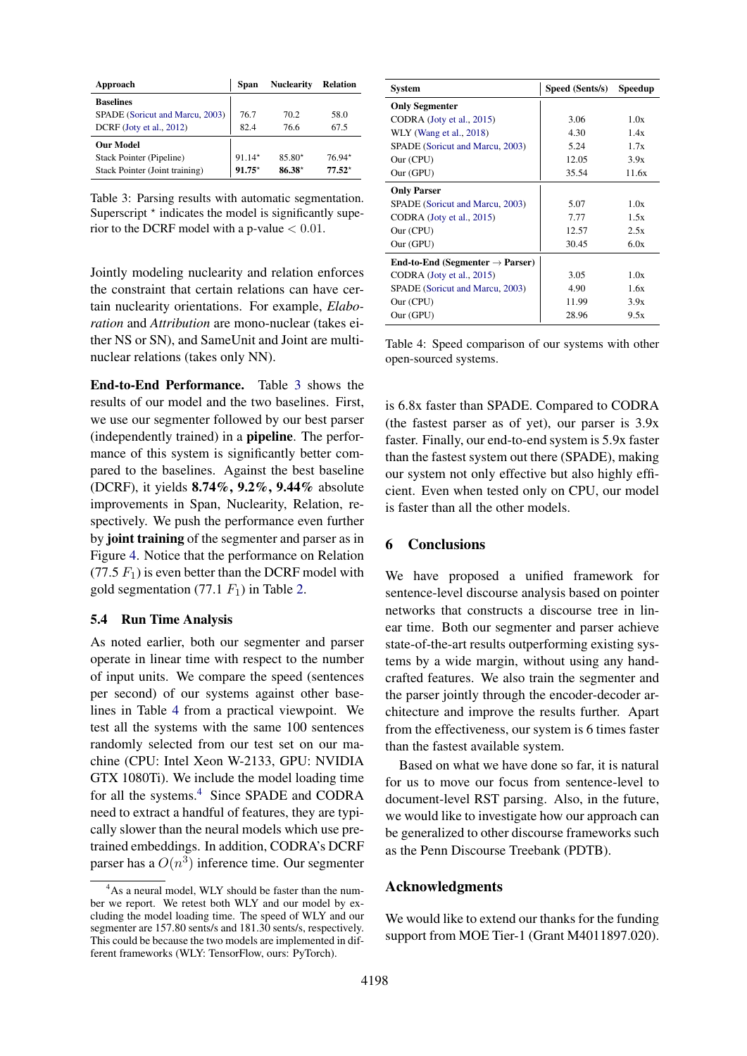| Approach | Span | Nuclearity | Relation |
|---|---|---|---|
| **Baselines** | | | |
| SPADE (Soricut and Marcu, 2003) | 76.7 | 70.2 | 58.0 |
| DCRF (Joty et al., 2012) | 82.4 | 76.6 | 67.5 |
| **Our Model** | | | |
| Stack Pointer (Pipeline) | 91.14* | 85.80* | 76.94* |
| Stack Pointer (Joint training) | **91.75*** | **86.38*** | **77.52*** |

Table 3: Parsing results with automatic segmentation. Superscript * indicates the model is significantly superior to the DCRF model with a p-value $< 0.01$.

Jointly modeling nuclearity and relation enforces the constraint that certain relations can have certain nuclearity orientations. For example, *Elaboration* and *Attribution* are mono-nuclear (takes either NS or SN), and SameUnit and Joint are multi-nuclear relations (takes only NN).

**End-to-End Performance.** Table 3 shows the results of our model and the two baselines. First, we use our segmenter followed by our best parser (independently trained) in a **pipeline**. The performance of this system is significantly better compared to the baselines. Against the best baseline (DCRF), it yields **8.74%, 9.2%, 9.44%** absolute improvements in Span, Nuclearity, Relation, respectively. We push the performance even further by **joint training** of the segmenter and parser as in Figure 4. Notice that the performance on Relation (77.5 $F_1$) is even better than the DCRF model with gold segmentation (77.1 $F_1$) in Table 2.

### 5.4 Run Time Analysis

As noted earlier, both our segmenter and parser operate in linear time with respect to the number of input units. We compare the speed (sentences per second) of our systems against other baselines in Table 4 from a practical viewpoint. We test all the systems with the same 100 sentences randomly selected from our test set on our machine (CPU: Intel Xeon W-2133, GPU: NVIDIA GTX 1080Ti). We include the model loading time for all the systems.[4] Since SPADE and CODRA need to extract a handful of features, they are typically slower than the neural models which use pretrained embeddings. In addition, CODRA's DCRF parser has a $O(n^3)$ inference time. Our segmenter is 6.8x faster than SPADE. Compared to CODRA (the fastest parser as of yet), our parser is 3.9x faster. Finally, our end-to-end system is 5.9x faster than the fastest system out there (SPADE), making our system not only effective but also highly efficient. Even when tested only on CPU, our model is faster than all the other models.

[4]As a neural model, WLY should be faster than the number we report. We retest both WLY and our model by excluding the model loading time. The speed of WLY and our segmenter are 157.80 sents/s and 181.30 sents/s, respectively. This could be because the two models are implemented in different frameworks (WLY: TensorFlow, ours: PyTorch).

| System | Speed (Sents/s) | Speedup |
|---|---|---|
| **Only Segmenter** | | |
| CODRA (Joty et al., 2015) | 3.06 | 1.0x |
| WLY (Wang et al., 2018) | 4.30 | 1.4x |
| SPADE (Soricut and Marcu, 2003) | 5.24 | 1.7x |
| Our (CPU) | 12.05 | 3.9x |
| Our (GPU) | 35.54 | 11.6x |
| **Only Parser** | | |
| SPADE (Soricut and Marcu, 2003) | 5.07 | 1.0x |
| CODRA (Joty et al., 2015) | 7.77 | 1.5x |
| Our (CPU) | 12.57 | 2.5x |
| Our (GPU) | 30.45 | 6.0x |
| **End-to-End (Segmenter → Parser)** | | |
| CODRA (Joty et al., 2015) | 3.05 | 1.0x |
| SPADE (Soricut and Marcu, 2003) | 4.90 | 1.6x |
| Our (CPU) | 11.99 | 3.9x |
| Our (GPU) | 28.96 | 9.5x |

Table 4: Speed comparison of our systems with other open-sourced systems.

## 6 Conclusions

We have proposed a unified framework for sentence-level discourse analysis based on pointer networks that constructs a discourse tree in linear time. Both our segmenter and parser achieve state-of-the-art results outperforming existing systems by a wide margin, without using any handcrafted features. We also train the segmenter and the parser jointly through the encoder-decoder architecture and improve the results further. Apart from the effectiveness, our system is 6 times faster than the fastest available system.

Based on what we have done so far, it is natural for us to move our focus from sentence-level to document-level RST parsing. Also, in the future, we would like to investigate how our approach can be generalized to other discourse frameworks such as the Penn Discourse Treebank (PDTB).

## Acknowledgments

We would like to extend our thanks for the funding support from MOE Tier-1 (Grant M4011897.020).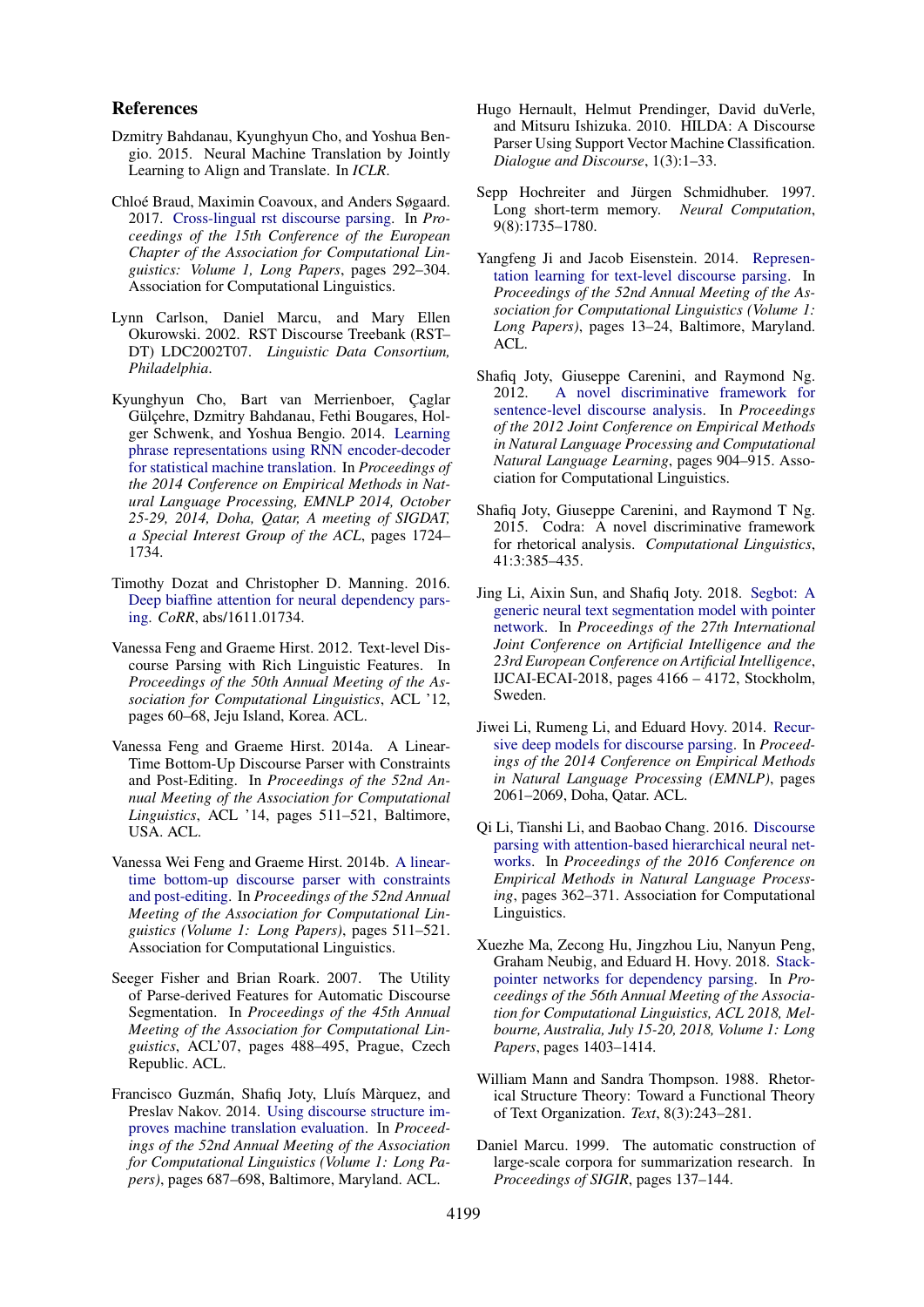## References

Dzmitry Bahdanau, Kyunghyun Cho, and Yoshua Bengio. 2015. Neural Machine Translation by Jointly Learning to Align and Translate. In *ICLR*.

Chloé Braud, Maximin Coavoux, and Anders Søgaard. 2017. Cross-lingual rst discourse parsing. In *Proceedings of the 15th Conference of the European Chapter of the Association for Computational Linguistics: Volume 1, Long Papers*, pages 292–304. Association for Computational Linguistics.

Lynn Carlson, Daniel Marcu, and Mary Ellen Okurowski. 2002. RST Discourse Treebank (RST–DT) LDC2002T07. *Linguistic Data Consortium, Philadelphia*.

Kyunghyun Cho, Bart van Merrienboer, Çaglar Gülçehre, Dzmitry Bahdanau, Fethi Bougares, Holger Schwenk, and Yoshua Bengio. 2014. Learning phrase representations using RNN encoder-decoder for statistical machine translation. In *Proceedings of the 2014 Conference on Empirical Methods in Natural Language Processing, EMNLP 2014, October 25-29, 2014, Doha, Qatar, A meeting of SIGDAT, a Special Interest Group of the ACL*, pages 1724–1734.

Timothy Dozat and Christopher D. Manning. 2016. Deep biaffine attention for neural dependency parsing. *CoRR*, abs/1611.01734.

Vanessa Feng and Graeme Hirst. 2012. Text-level Discourse Parsing with Rich Linguistic Features. In *Proceedings of the 50th Annual Meeting of the Association for Computational Linguistics*, ACL '12, pages 60–68, Jeju Island, Korea. ACL.

Vanessa Feng and Graeme Hirst. 2014a. A Linear-Time Bottom-Up Discourse Parser with Constraints and Post-Editing. In *Proceedings of the 52nd Annual Meeting of the Association for Computational Linguistics*, ACL '14, pages 511–521, Baltimore, USA. ACL.

Vanessa Wei Feng and Graeme Hirst. 2014b. A linear-time bottom-up discourse parser with constraints and post-editing. In *Proceedings of the 52nd Annual Meeting of the Association for Computational Linguistics (Volume 1: Long Papers)*, pages 511–521. Association for Computational Linguistics.

Seeger Fisher and Brian Roark. 2007. The Utility of Parse-derived Features for Automatic Discourse Segmentation. In *Proceedings of the 45th Annual Meeting of the Association for Computational Linguistics*, ACL'07, pages 488–495, Prague, Czech Republic. ACL.

Francisco Guzmán, Shafiq Joty, Lluís Màrquez, and Preslav Nakov. 2014. Using discourse structure improves machine translation evaluation. In *Proceedings of the 52nd Annual Meeting of the Association for Computational Linguistics (Volume 1: Long Papers)*, pages 687–698, Baltimore, Maryland. ACL.

Hugo Hernault, Helmut Prendinger, David duVerle, and Mitsuru Ishizuka. 2010. HILDA: A Discourse Parser Using Support Vector Machine Classification. *Dialogue and Discourse*, 1(3):1–33.

Sepp Hochreiter and Jürgen Schmidhuber. 1997. Long short-term memory. *Neural Computation*, 9(8):1735–1780.

Yangfeng Ji and Jacob Eisenstein. 2014. Representation learning for text-level discourse parsing. In *Proceedings of the 52nd Annual Meeting of the Association for Computational Linguistics (Volume 1: Long Papers)*, pages 13–24, Baltimore, Maryland. ACL.

Shafiq Joty, Giuseppe Carenini, and Raymond Ng. 2012. A novel discriminative framework for sentence-level discourse analysis. In *Proceedings of the 2012 Joint Conference on Empirical Methods in Natural Language Processing and Computational Natural Language Learning*, pages 904–915. Association for Computational Linguistics.

Shafiq Joty, Giuseppe Carenini, and Raymond T Ng. 2015. Codra: A novel discriminative framework for rhetorical analysis. *Computational Linguistics*, 41:3:385–435.

Jing Li, Aixin Sun, and Shafiq Joty. 2018. Segbot: A generic neural text segmentation model with pointer network. In *Proceedings of the 27th International Joint Conference on Artificial Intelligence and the 23rd European Conference on Artificial Intelligence*, IJCAI-ECAI-2018, pages 4166 – 4172, Stockholm, Sweden.

Jiwei Li, Rumeng Li, and Eduard Hovy. 2014. Recursive deep models for discourse parsing. In *Proceedings of the 2014 Conference on Empirical Methods in Natural Language Processing (EMNLP)*, pages 2061–2069, Doha, Qatar. ACL.

Qi Li, Tianshi Li, and Baobao Chang. 2016. Discourse parsing with attention-based hierarchical neural networks. In *Proceedings of the 2016 Conference on Empirical Methods in Natural Language Processing*, pages 362–371. Association for Computational Linguistics.

Xuezhe Ma, Zecong Hu, Jingzhou Liu, Nanyun Peng, Graham Neubig, and Eduard H. Hovy. 2018. Stack-pointer networks for dependency parsing. In *Proceedings of the 56th Annual Meeting of the Association for Computational Linguistics, ACL 2018, Melbourne, Australia, July 15-20, 2018, Volume 1: Long Papers*, pages 1403–1414.

William Mann and Sandra Thompson. 1988. Rhetorical Structure Theory: Toward a Functional Theory of Text Organization. *Text*, 8(3):243–281.

Daniel Marcu. 1999. The automatic construction of large-scale corpora for summarization research. In *Proceedings of SIGIR*, pages 137–144.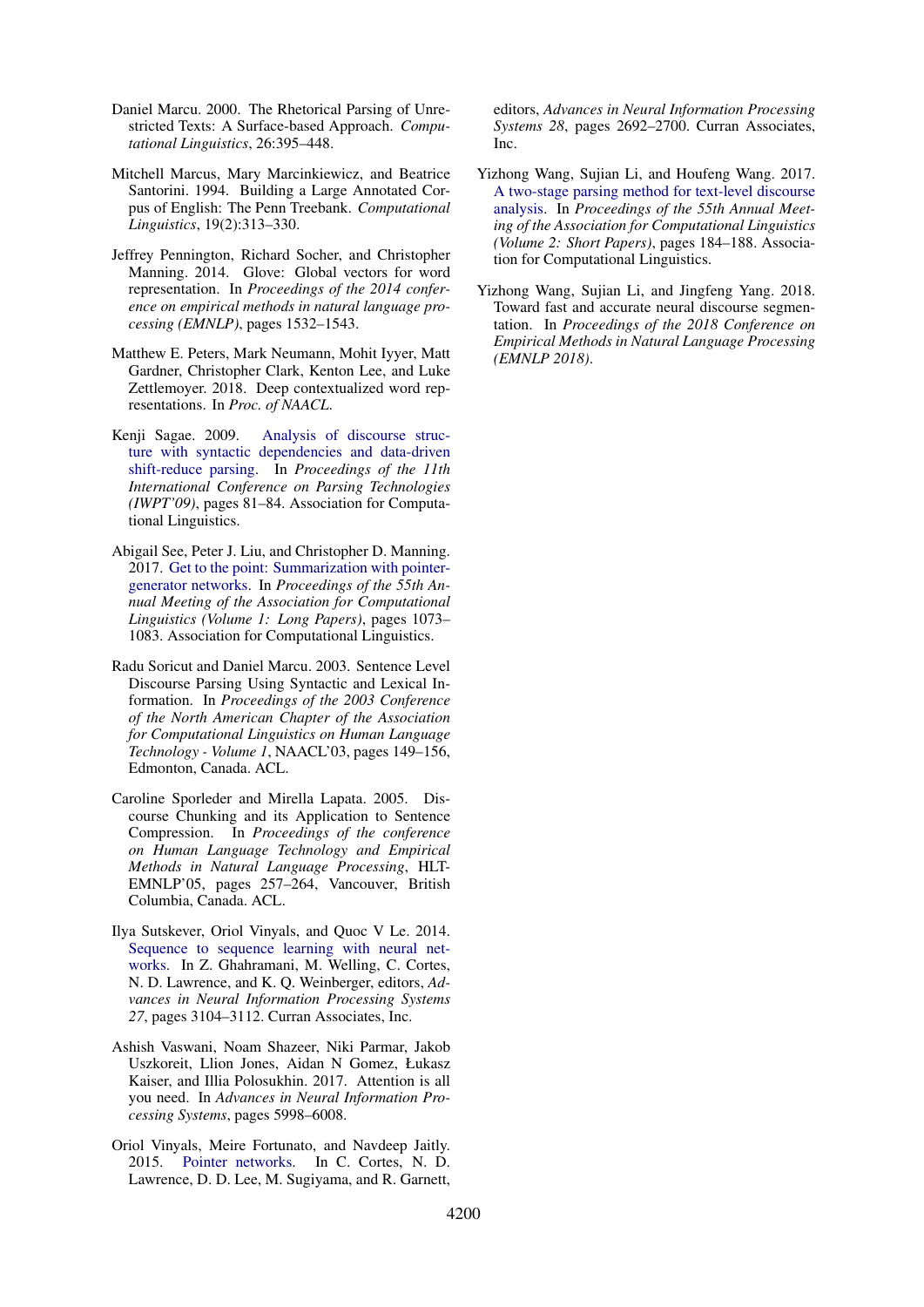Daniel Marcu. 2000. The Rhetorical Parsing of Unrestricted Texts: A Surface-based Approach. *Computational Linguistics*, 26:395–448.

Mitchell Marcus, Mary Marcinkiewicz, and Beatrice Santorini. 1994. Building a Large Annotated Corpus of English: The Penn Treebank. *Computational Linguistics*, 19(2):313–330.

Jeffrey Pennington, Richard Socher, and Christopher Manning. 2014. Glove: Global vectors for word representation. In *Proceedings of the 2014 conference on empirical methods in natural language processing (EMNLP)*, pages 1532–1543.

Matthew E. Peters, Mark Neumann, Mohit Iyyer, Matt Gardner, Christopher Clark, Kenton Lee, and Luke Zettlemoyer. 2018. Deep contextualized word representations. In *Proc. of NAACL*.

Kenji Sagae. 2009. Analysis of discourse structure with syntactic dependencies and data-driven shift-reduce parsing. In *Proceedings of the 11th International Conference on Parsing Technologies (IWPT'09)*, pages 81–84. Association for Computational Linguistics.

Abigail See, Peter J. Liu, and Christopher D. Manning. 2017. Get to the point: Summarization with pointer-generator networks. In *Proceedings of the 55th Annual Meeting of the Association for Computational Linguistics (Volume 1: Long Papers)*, pages 1073–1083. Association for Computational Linguistics.

Radu Soricut and Daniel Marcu. 2003. Sentence Level Discourse Parsing Using Syntactic and Lexical Information. In *Proceedings of the 2003 Conference of the North American Chapter of the Association for Computational Linguistics on Human Language Technology - Volume 1*, NAACL'03, pages 149–156, Edmonton, Canada. ACL.

Caroline Sporleder and Mirella Lapata. 2005. Discourse Chunking and its Application to Sentence Compression. In *Proceedings of the conference on Human Language Technology and Empirical Methods in Natural Language Processing*, HLT-EMNLP'05, pages 257–264, Vancouver, British Columbia, Canada. ACL.

Ilya Sutskever, Oriol Vinyals, and Quoc V Le. 2014. Sequence to sequence learning with neural networks. In Z. Ghahramani, M. Welling, C. Cortes, N. D. Lawrence, and K. Q. Weinberger, editors, *Advances in Neural Information Processing Systems 27*, pages 3104–3112. Curran Associates, Inc.

Ashish Vaswani, Noam Shazeer, Niki Parmar, Jakob Uszkoreit, Llion Jones, Aidan N Gomez, Łukasz Kaiser, and Illia Polosukhin. 2017. Attention is all you need. In *Advances in Neural Information Processing Systems*, pages 5998–6008.

Oriol Vinyals, Meire Fortunato, and Navdeep Jaitly. 2015. Pointer networks. In C. Cortes, N. D. Lawrence, D. D. Lee, M. Sugiyama, and R. Garnett, editors, *Advances in Neural Information Processing Systems 28*, pages 2692–2700. Curran Associates, Inc.

Yizhong Wang, Sujian Li, and Houfeng Wang. 2017. A two-stage parsing method for text-level discourse analysis. In *Proceedings of the 55th Annual Meeting of the Association for Computational Linguistics (Volume 2: Short Papers)*, pages 184–188. Association for Computational Linguistics.

Yizhong Wang, Sujian Li, and Jingfeng Yang. 2018. Toward fast and accurate neural discourse segmentation. In *Proceedings of the 2018 Conference on Empirical Methods in Natural Language Processing (EMNLP 2018)*.